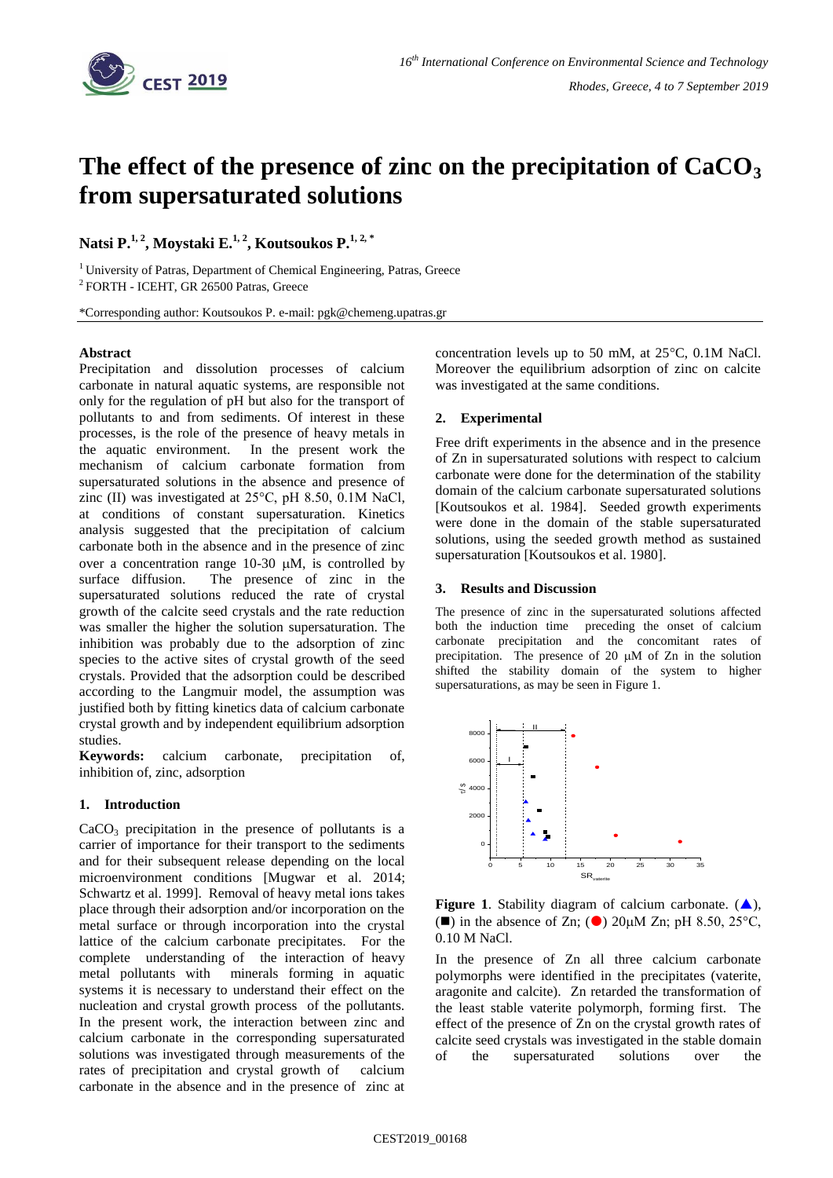# The effect of the presence of zinc on the precipitation of $CaCO_3$ from supersaturated solutions

**Natsi P.[1,2], Moystaki E.[1,2], Koutsoukos P.[1,2,*]**

[1] University of Patras, Department of Chemical Engineering, Patras, Greece
[2] FORTH - ICEHT, GR 26500 Patras, Greece

*Corresponding author: Koutsoukos P. e-mail: pgk@chemeng.upatras.gr

**Abstract**

Precipitation and dissolution processes of calcium carbonate in natural aquatic systems, are responsible not only for the regulation of pH but also for the transport of pollutants to and from sediments. Of interest in these processes, is the role of the presence of heavy metals in the aquatic environment. In the present work the mechanism of calcium carbonate formation from supersaturated solutions in the absence and presence of zinc (II) was investigated at 25°C, pH 8.50, 0.1M NaCl, at conditions of constant supersaturation. Kinetics analysis suggested that the precipitation of calcium carbonate both in the absence and in the presence of zinc over a concentration range 10-30 μM, is controlled by surface diffusion. The presence of zinc in the supersaturated solutions reduced the rate of crystal growth of the calcite seed crystals and the rate reduction was smaller the higher the solution supersaturation. The inhibition was probably due to the adsorption of zinc species to the active sites of crystal growth of the seed crystals. Provided that the adsorption could be described according to the Langmuir model, the assumption was justified both by fitting kinetics data of calcium carbonate crystal growth and by independent equilibrium adsorption studies.

**Keywords:** calcium carbonate, precipitation of, inhibition of, zinc, adsorption

## 1. Introduction

$CaCO_3$ precipitation in the presence of pollutants is a carrier of importance for their transport to the sediments and for their subsequent release depending on the local microenvironment conditions [Mugwar et al. 2014; Schwartz et al. 1999]. Removal of heavy metal ions takes place through their adsorption and/or incorporation on the metal surface or through incorporation into the crystal lattice of the calcium carbonate precipitates. For the complete understanding of the interaction of heavy metal pollutants with minerals forming in aquatic systems it is necessary to understand their effect on the nucleation and crystal growth process of the pollutants. In the present work, the interaction between zinc and calcium carbonate in the corresponding supersaturated solutions was investigated through measurements of the rates of precipitation and crystal growth of calcium carbonate in the absence and in the presence of zinc at concentration levels up to 50 mM, at 25°C, 0.1M NaCl. Moreover the equilibrium adsorption of zinc on calcite was investigated at the same conditions.

## 2. Experimental

Free drift experiments in the absence and in the presence of Zn in supersaturated solutions with respect to calcium carbonate were done for the determination of the stability domain of the calcium carbonate supersaturated solutions [Koutsoukos et al. 1984]. Seeded growth experiments were done in the domain of the stable supersaturated solutions, using the seeded growth method as sustained supersaturation [Koutsoukos et al. 1980].

## 3. Results and Discussion

The presence of zinc in the supersaturated solutions affected both the induction time preceding the onset of calcium carbonate precipitation and the concomitant rates of precipitation. The presence of 20 μM of Zn in the solution shifted the stability domain of the system to higher supersaturations, as may be seen in Figure 1.

**Figure 1**. Stability diagram of calcium carbonate. (▲), (■) in the absence of Zn; (●) 20μM Zn; pH 8.50, 25°C, 0.10 M NaCl.

In the presence of Zn all three calcium carbonate polymorphs were identified in the precipitates (vaterite, aragonite and calcite). Zn retarded the transformation of the least stable vaterite polymorph, forming first. The effect of the presence of Zn on the crystal growth rates of calcite seed crystals was investigated in the stable domain of the supersaturated solutions over the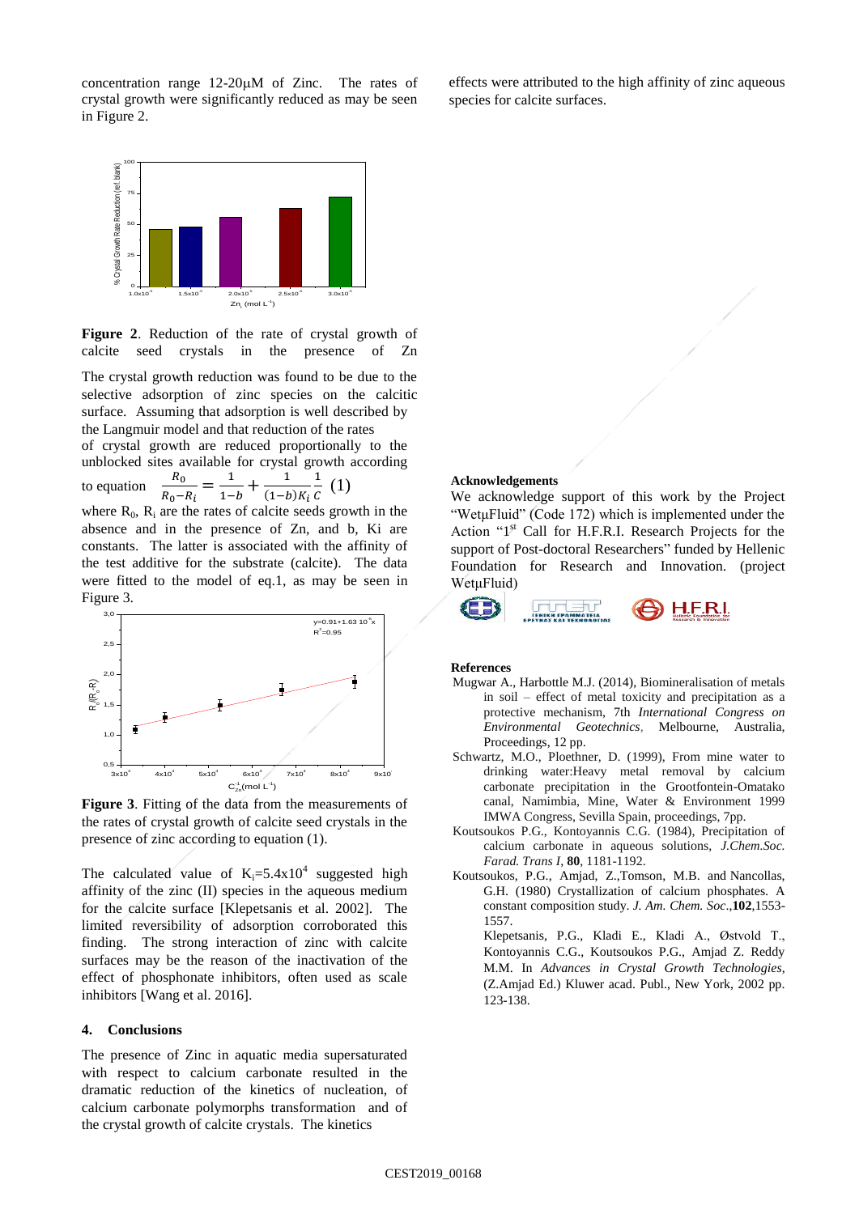concentration range 12-20μM of Zinc. The rates of crystal growth were significantly reduced as may be seen in Figure 2.

% Crystal Growth Rate Reduction (ref. blank)
100
75
50
25
0
1.0x10⁻⁵
1.5x10⁻⁵
2.0x10⁻⁵
2.5x10⁻⁵
3.0x10⁻⁵
Zn (mol L⁻¹)

**Figure 2**. Reduction of the rate of crystal growth of calcite seed crystals in the presence of Zn

The crystal growth reduction was found to be due to the selective adsorption of zinc species on the calcitic surface. Assuming that adsorption is well described by the Langmuir model and that reduction of the rates of crystal growth are reduced proportionally to the unblocked sites available for crystal growth according to equation

$$\frac{R_0}{R_0 - R_i} = \frac{1}{1-b} + \frac{1}{(1-b)K_i}\frac{1}{C} \quad (1)$$

where $R_0$, $R_i$ are the rates of calcite seeds growth in the absence and in the presence of Zn, and b, Ki are constants. The latter is associated with the affinity of the test additive for the substrate (calcite). The data were fitted to the model of eq.1, as may be seen in Figure 3.

y=0.91+1.63 10⁻⁵x
R²=0.95
R₀/(R₀-Rᵢ)
3,0
2,5
2,0
1,5
1,0
0,5
3x10⁴
4x10⁴
5x10⁴
6x10⁴
7x10⁴
8x10⁴
9x10
C⁻¹Zn(mol L⁻¹)

**Figure 3**. Fitting of the data from the measurements of the rates of crystal growth of calcite seed crystals in the presence of zinc according to equation (1).

The calculated value of $K_i$=5.4x10[4] suggested high affinity of the zinc (II) species in the aqueous medium for the calcite surface [Klepetsanis et al. 2002]. The limited reversibility of adsorption corroborated this finding. The strong interaction of zinc with calcite surfaces may be the reason of the inactivation of the effect of phosphonate inhibitors, often used as scale inhibitors [Wang et al. 2016].

## 4. Conclusions

The presence of Zinc in aquatic media supersaturated with respect to calcium carbonate resulted in the dramatic reduction of the kinetics of nucleation, of calcium carbonate polymorphs transformation and of the crystal growth of calcite crystals. The kinetics effects were attributed to the high affinity of zinc aqueous species for calcite surfaces.

**Acknowledgements**

We acknowledge support of this work by the Project "WetμFluid" (Code 172) which is implemented under the Action "1[st] Call for H.F.R.I. Research Projects for the support of Post-doctoral Researchers" funded by Hellenic Foundation for Research and Innovation. (project WetμFluid)

**References**

Mugwar A., Harbottle M.J. (2014), Biomineralisation of metals in soil – effect of metal toxicity and precipitation as a protective mechanism, 7th *International Congress on Environmental Geotechnics*, Melbourne, Australia, Proceedings, 12 pp.

Schwartz, M.O., Ploethner, D. (1999), From mine water to drinking water:Heavy metal removal by calcium carbonate precipitation in the Grootfontein-Omatako canal, Namimbia, Mine, Water & Environment 1999 IMWA Congress, Sevilla Spain, proceedings, 7pp.

Koutsoukos P.G., Kontoyannis C.G. (1984), Precipitation of calcium carbonate in aqueous solutions, *J.Chem.Soc. Farad. Trans I*, **80**, 1181-1192.

Koutsoukos, P.G., Amjad, Z.,Tomson, M.B. and Nancollas, G.H. (1980) Crystallization of calcium phosphates. A constant composition study. *J. Am. Chem. Soc*.,**102**,1553-1557.

Klepetsanis, P.G., Kladi E., Kladi A., Østvold T., Kontoyannis C.G., Koutsoukos P.G., Amjad Z. Reddy M.M. In *Advances in Crystal Growth Technologies*, (Z.Amjad Ed.) Kluwer acad. Publ., New York, 2002 pp. 123-138.